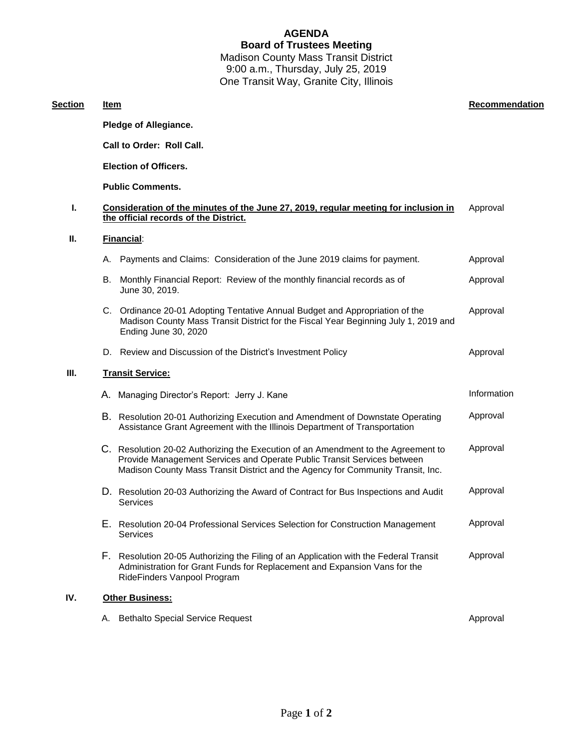# AGENDA

## Board of Trustees Meeting

Madison County Mass Transit District
9:00 a.m., Thursday, July 25, 2019
One Transit Way, Granite City, Illinois

| Section | Item | Recommendation |
|---|---|---|
| | **Pledge of Allegiance.** | |
| | **Call to Order: Roll Call.** | |
| | **Election of Officers.** | |
| | **Public Comments.** | |
| **I.** | **Consideration of the minutes of the June 27, 2019, regular meeting for inclusion in the official records of the District.** | Approval |
| **II.** | **Financial**: | |
| | A. Payments and Claims: Consideration of the June 2019 claims for payment. | Approval |
| | B. Monthly Financial Report: Review of the monthly financial records as of June 30, 2019. | Approval |
| | C. Ordinance 20-01 Adopting Tentative Annual Budget and Appropriation of the Madison County Mass Transit District for the Fiscal Year Beginning July 1, 2019 and Ending June 30, 2020 | Approval |
| | D. Review and Discussion of the District's Investment Policy | Approval |
| **III.** | **Transit Service:** | |
| | A. Managing Director's Report: Jerry J. Kane | Information |
| | B. Resolution 20-01 Authorizing Execution and Amendment of Downstate Operating Assistance Grant Agreement with the Illinois Department of Transportation | Approval |
| | C. Resolution 20-02 Authorizing the Execution of an Amendment to the Agreement to Provide Management Services and Operate Public Transit Services between Madison County Mass Transit District and the Agency for Community Transit, Inc. | Approval |
| | D. Resolution 20-03 Authorizing the Award of Contract for Bus Inspections and Audit Services | Approval |
| | E. Resolution 20-04 Professional Services Selection for Construction Management Services | Approval |
| | F. Resolution 20-05 Authorizing the Filing of an Application with the Federal Transit Administration for Grant Funds for Replacement and Expansion Vans for the RideFinders Vanpool Program | Approval |
| **IV.** | **Other Business:** | |
| | A. Bethalto Special Service Request | Approval |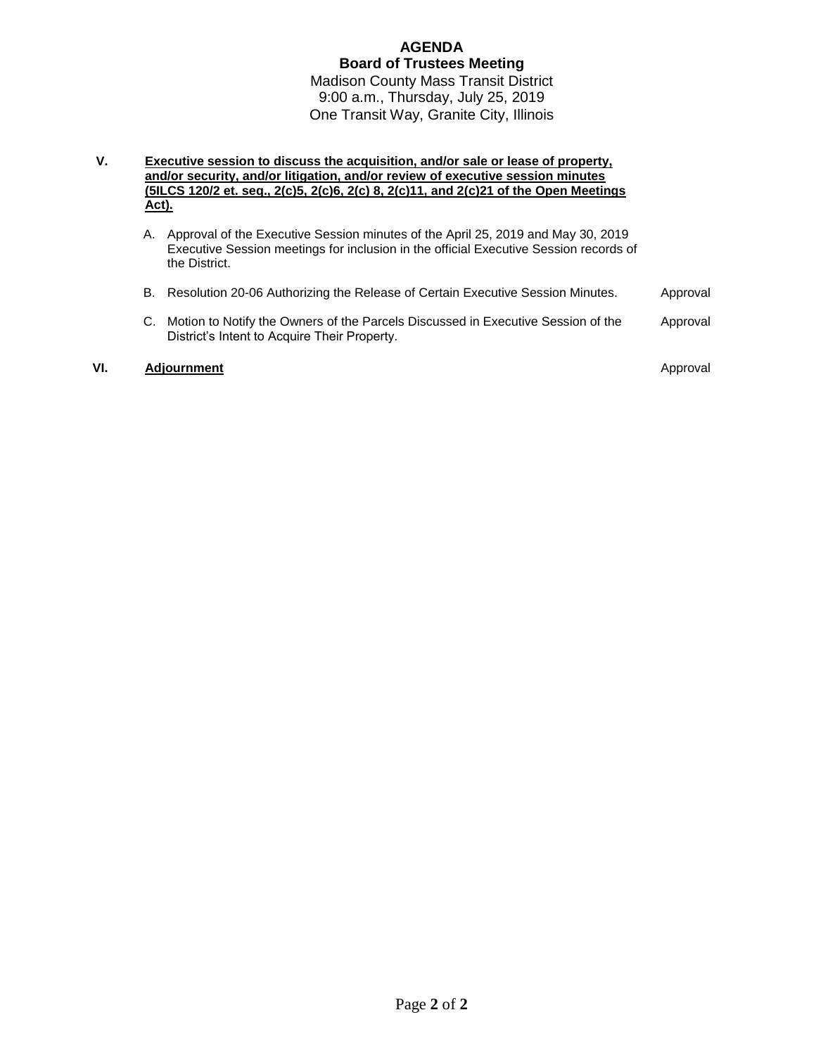**AGENDA**
**Board of Trustees Meeting**
Madison County Mass Transit District
9:00 a.m., Thursday, July 25, 2019
One Transit Way, Granite City, Illinois

**V. Executive session to discuss the acquisition, and/or sale or lease of property, and/or security, and/or litigation, and/or review of executive session minutes (5ILCS 120/2 et. seq., 2(c)5, 2(c)6, 2(c) 8, 2(c)11, and 2(c)21 of the Open Meetings Act).**

A. Approval of the Executive Session minutes of the April 25, 2019 and May 30, 2019 Executive Session meetings for inclusion in the official Executive Session records of the District.

B. Resolution 20-06 Authorizing the Release of Certain Executive Session Minutes. — Approval

C. Motion to Notify the Owners of the Parcels Discussed in Executive Session of the District's Intent to Acquire Their Property. — Approval

**VI. Adjournment** — Approval